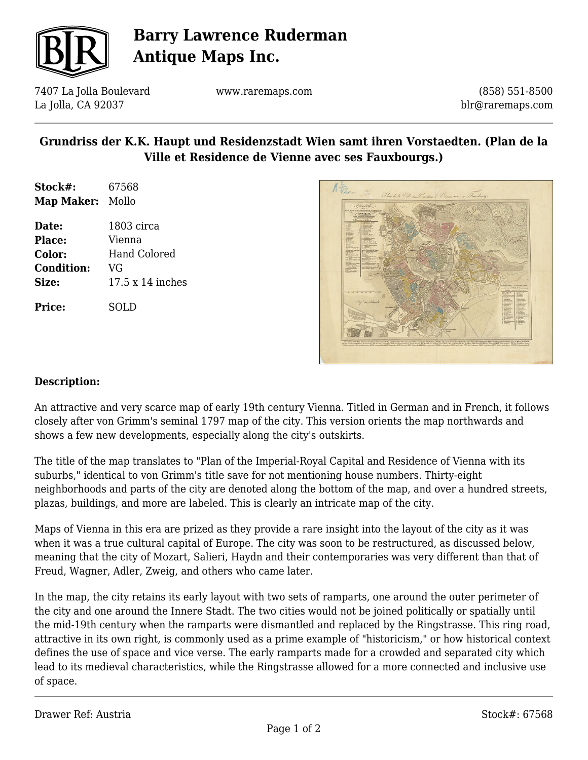# Barry Lawrence Ruderman Antique Maps Inc.

7407 La Jolla Boulevard
La Jolla, CA 92037

www.raremaps.com

(858) 551-8500
blr@raremaps.com

## Grundriss der K.K. Haupt und Residenzstadt Wien samt ihren Vorstaedten. (Plan de la Ville et Residence de Vienne avec ses Fauxbourgs.)

**Stock#:** 67568
**Map Maker:** Mollo

**Date:** 1803 circa
**Place:** Vienna
**Color:** Hand Colored
**Condition:** VG
**Size:** 17.5 x 14 inches

**Price:** SOLD

### Description:

An attractive and very scarce map of early 19th century Vienna. Titled in German and in French, it follows closely after von Grimm's seminal 1797 map of the city. This version orients the map northwards and shows a few new developments, especially along the city's outskirts.

The title of the map translates to "Plan of the Imperial-Royal Capital and Residence of Vienna with its suburbs," identical to von Grimm's title save for not mentioning house numbers. Thirty-eight neighborhoods and parts of the city are denoted along the bottom of the map, and over a hundred streets, plazas, buildings, and more are labeled. This is clearly an intricate map of the city.

Maps of Vienna in this era are prized as they provide a rare insight into the layout of the city as it was when it was a true cultural capital of Europe. The city was soon to be restructured, as discussed below, meaning that the city of Mozart, Salieri, Haydn and their contemporaries was very different than that of Freud, Wagner, Adler, Zweig, and others who came later.

In the map, the city retains its early layout with two sets of ramparts, one around the outer perimeter of the city and one around the Innere Stadt. The two cities would not be joined politically or spatially until the mid-19th century when the ramparts were dismantled and replaced by the Ringstrasse. This ring road, attractive in its own right, is commonly used as a prime example of "historicism," or how historical context defines the use of space and vice verse. The early ramparts made for a crowded and separated city which lead to its medieval characteristics, while the Ringstrasse allowed for a more connected and inclusive use of space.

Drawer Ref: Austria

Stock#: 67568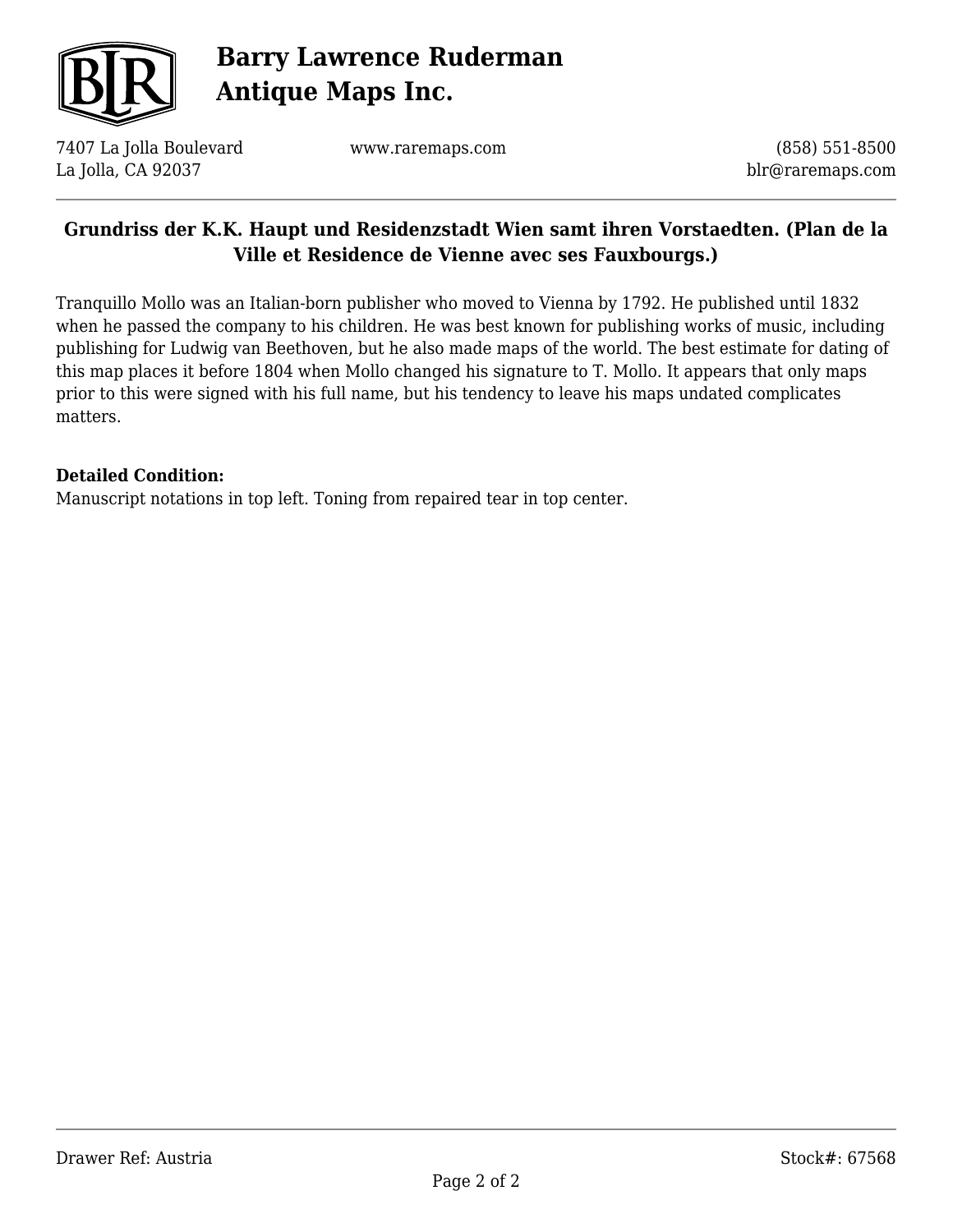**Grundriss der K.K. Haupt und Residenzstadt Wien samt ihren Vorstaedten. (Plan de la Ville et Residence de Vienne avec ses Fauxbourgs.)**

Tranquillo Mollo was an Italian-born publisher who moved to Vienna by 1792. He published until 1832 when he passed the company to his children. He was best known for publishing works of music, including publishing for Ludwig van Beethoven, but he also made maps of the world. The best estimate for dating of this map places it before 1804 when Mollo changed his signature to T. Mollo. It appears that only maps prior to this were signed with his full name, but his tendency to leave his maps undated complicates matters.

**Detailed Condition:**
Manuscript notations in top left. Toning from repaired tear in top center.

Drawer Ref: Austria

Stock#: 67568